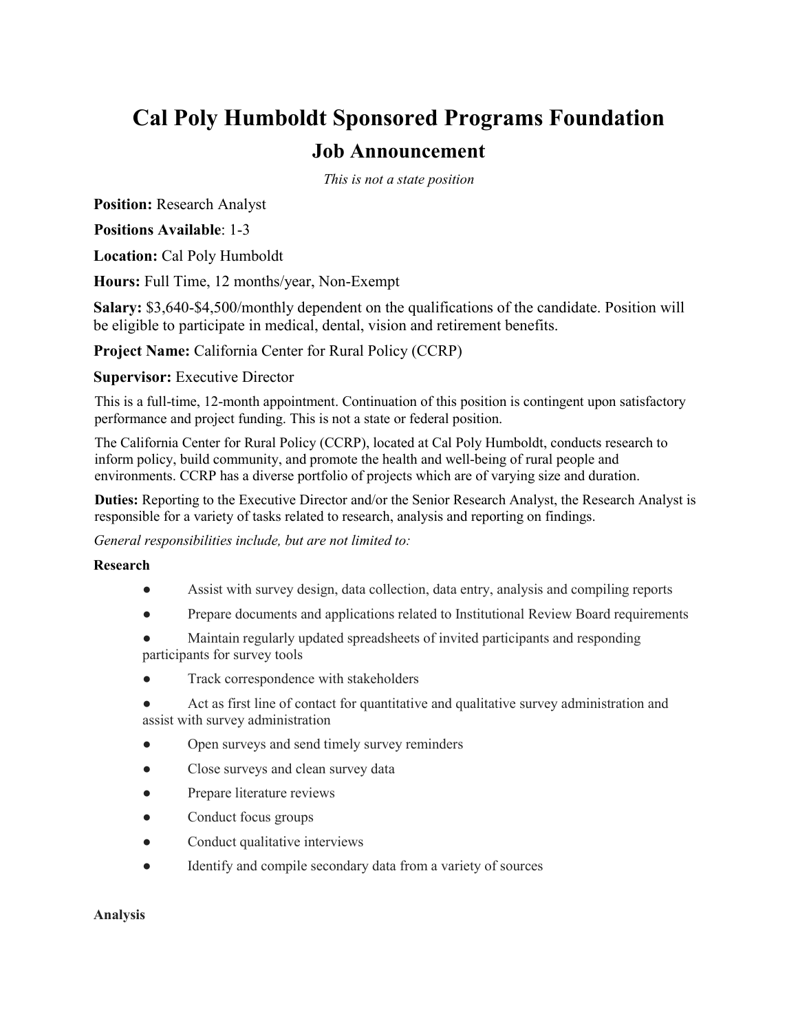# Cal Poly Humboldt Sponsored Programs Foundation

## Job Announcement

*This is not a state position*

**Position:** Research Analyst

**Positions Available**: 1-3

**Location:** Cal Poly Humboldt

**Hours:** Full Time, 12 months/year, Non-Exempt

**Salary:** $3,640-$4,500/monthly dependent on the qualifications of the candidate. Position will be eligible to participate in medical, dental, vision and retirement benefits.

**Project Name:** California Center for Rural Policy (CCRP)

**Supervisor:** Executive Director

This is a full-time, 12-month appointment. Continuation of this position is contingent upon satisfactory performance and project funding. This is not a state or federal position.

The California Center for Rural Policy (CCRP), located at Cal Poly Humboldt, conducts research to inform policy, build community, and promote the health and well-being of rural people and environments. CCRP has a diverse portfolio of projects which are of varying size and duration.

**Duties:** Reporting to the Executive Director and/or the Senior Research Analyst, the Research Analyst is responsible for a variety of tasks related to research, analysis and reporting on findings.

*General responsibilities include, but are not limited to:*

**Research**

- Assist with survey design, data collection, data entry, analysis and compiling reports
- Prepare documents and applications related to Institutional Review Board requirements
- Maintain regularly updated spreadsheets of invited participants and responding participants for survey tools
- Track correspondence with stakeholders
- Act as first line of contact for quantitative and qualitative survey administration and assist with survey administration
- Open surveys and send timely survey reminders
- Close surveys and clean survey data
- Prepare literature reviews
- Conduct focus groups
- Conduct qualitative interviews
- Identify and compile secondary data from a variety of sources

**Analysis**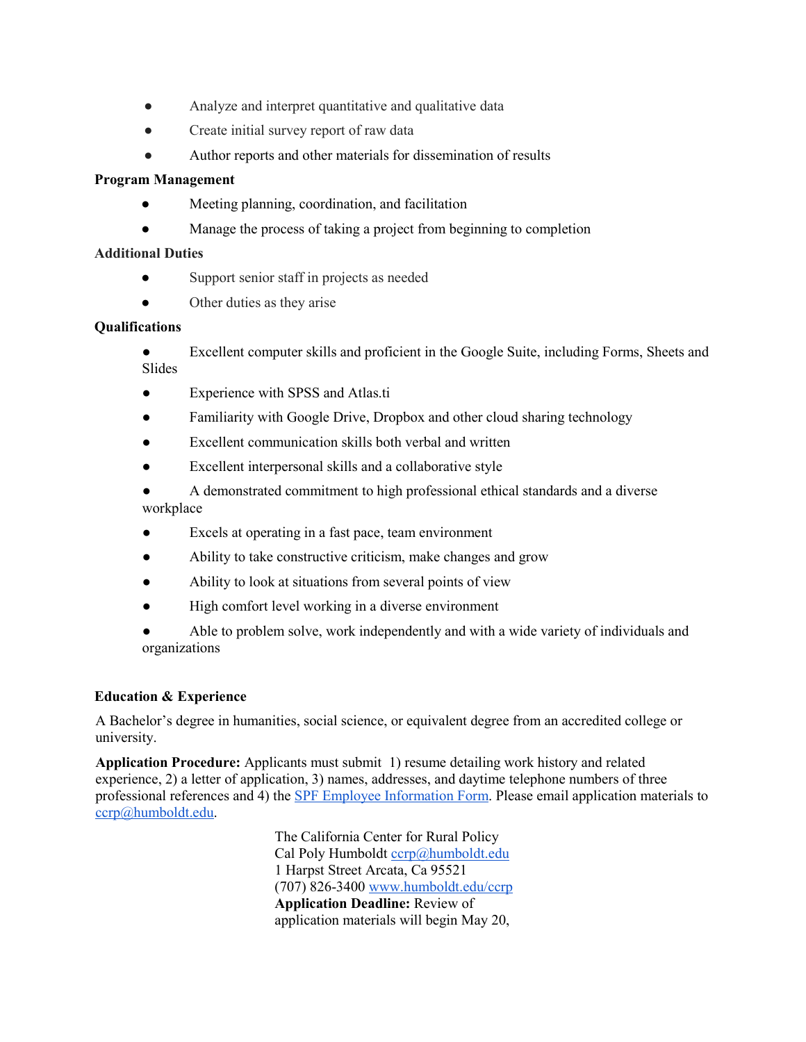- Analyze and interpret quantitative and qualitative data
- Create initial survey report of raw data
- Author reports and other materials for dissemination of results

**Program Management**

- Meeting planning, coordination, and facilitation
- Manage the process of taking a project from beginning to completion

**Additional Duties**

- Support senior staff in projects as needed
- Other duties as they arise

**Qualifications**

- Excellent computer skills and proficient in the Google Suite, including Forms, Sheets and Slides
- Experience with SPSS and Atlas.ti
- Familiarity with Google Drive, Dropbox and other cloud sharing technology
- Excellent communication skills both verbal and written
- Excellent interpersonal skills and a collaborative style
- A demonstrated commitment to high professional ethical standards and a diverse workplace
- Excels at operating in a fast pace, team environment
- Ability to take constructive criticism, make changes and grow
- Ability to look at situations from several points of view
- High comfort level working in a diverse environment
- Able to problem solve, work independently and with a wide variety of individuals and organizations

**Education & Experience**

A Bachelor's degree in humanities, social science, or equivalent degree from an accredited college or university.

**Application Procedure:** Applicants must submit 1) resume detailing work history and related experience, 2) a letter of application, 3) names, addresses, and daytime telephone numbers of three professional references and 4) the [SPF Employee Information Form](). Please email application materials to [ccrp@humboldt.edu](mailto:ccrp@humboldt.edu).

The California Center for Rural Policy
Cal Poly Humboldt [ccrp@humboldt.edu](mailto:ccrp@humboldt.edu)
1 Harpst Street Arcata, Ca 95521
(707) 826-3400 [www.humboldt.edu/ccrp](http://www.humboldt.edu/ccrp)
**Application Deadline:** Review of application materials will begin May 20,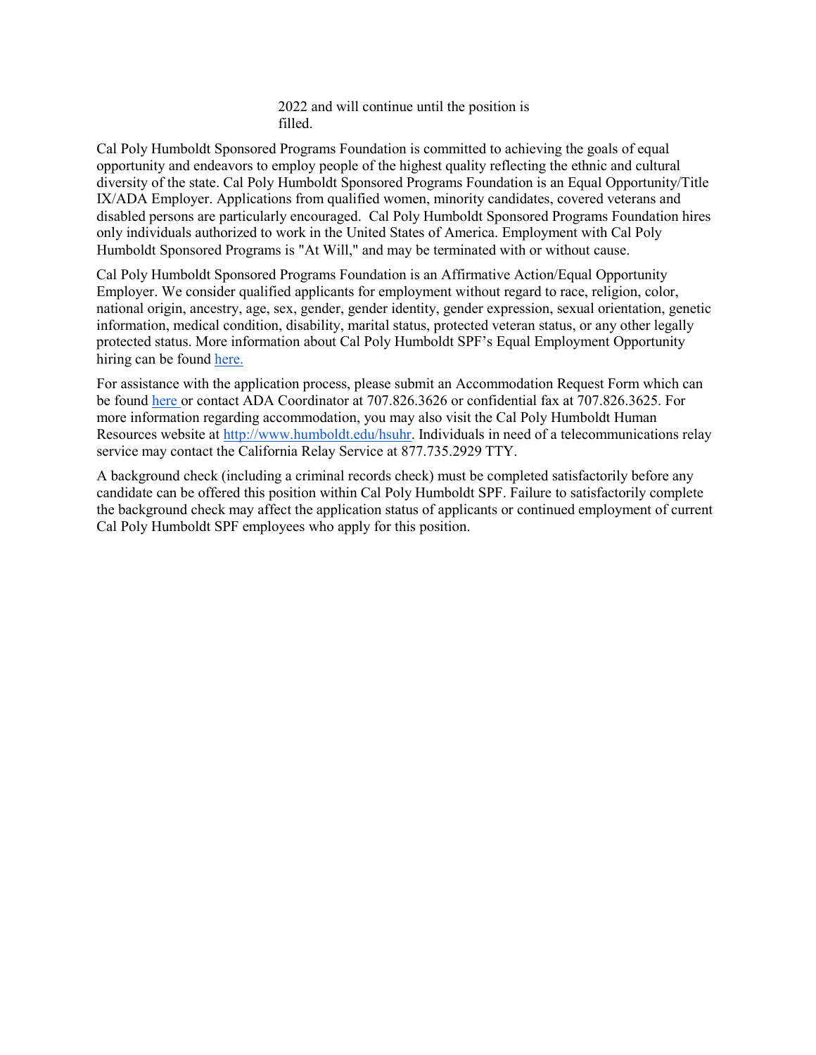2022 and will continue until the position is filled.

Cal Poly Humboldt Sponsored Programs Foundation is committed to achieving the goals of equal opportunity and endeavors to employ people of the highest quality reflecting the ethnic and cultural diversity of the state. Cal Poly Humboldt Sponsored Programs Foundation is an Equal Opportunity/Title IX/ADA Employer. Applications from qualified women, minority candidates, covered veterans and disabled persons are particularly encouraged. Cal Poly Humboldt Sponsored Programs Foundation hires only individuals authorized to work in the United States of America. Employment with Cal Poly Humboldt Sponsored Programs is "At Will," and may be terminated with or without cause.

Cal Poly Humboldt Sponsored Programs Foundation is an Affirmative Action/Equal Opportunity Employer. We consider qualified applicants for employment without regard to race, religion, color, national origin, ancestry, age, sex, gender, gender identity, gender expression, sexual orientation, genetic information, medical condition, disability, marital status, protected veteran status, or any other legally protected status. More information about Cal Poly Humboldt SPF's Equal Employment Opportunity hiring can be found here.

For assistance with the application process, please submit an Accommodation Request Form which can be found here or contact ADA Coordinator at 707.826.3626 or confidential fax at 707.826.3625. For more information regarding accommodation, you may also visit the Cal Poly Humboldt Human Resources website at http://www.humboldt.edu/hsuhr. Individuals in need of a telecommunications relay service may contact the California Relay Service at 877.735.2929 TTY.

A background check (including a criminal records check) must be completed satisfactorily before any candidate can be offered this position within Cal Poly Humboldt SPF. Failure to satisfactorily complete the background check may affect the application status of applicants or continued employment of current Cal Poly Humboldt SPF employees who apply for this position.